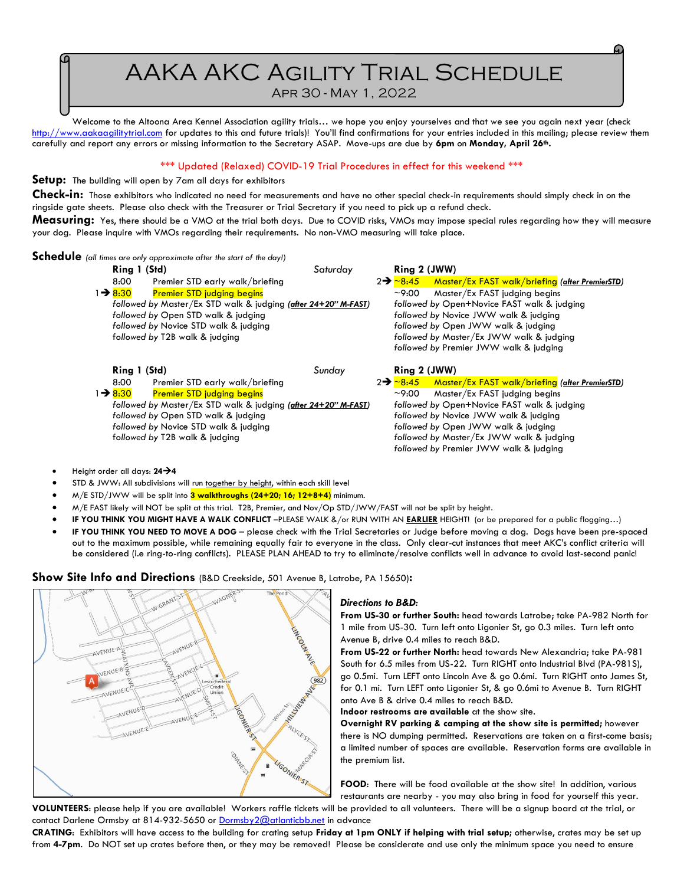# AAKA AKC Agility Trial Schedule

Apr 30 - May 1, 2022

Welcome to the Altoona Area Kennel Association agility trials… we hope you enjoy yourselves and that we see you again next year (check http://www.aakaagilitytrial.com for updates to this and future trials)! You'll find confirmations for your entries included in this mailing; please review them carefully and report any errors or missing information to the Secretary ASAP. Move-ups are due by **6pm** on **Monday, April 26th.**

*** Updated (Relaxed) COVID-19 Trial Procedures in effect for this weekend ***

**Setup:** The building will open by 7am all days for exhibitors

**Check-in:** Those exhibitors who indicated no need for measurements and have no other special check-in requirements should simply check in on the ringside gate sheets. Please also check with the Treasurer or Trial Secretary if you need to pick up a refund check.

**Measuring:** Yes, there should be a VMO at the trial both days. Due to COVID risks, VMOs may impose special rules regarding how they will measure your dog. Please inquire with VMOs regarding their requirements. No non-VMO measuring will take place.

**Schedule** *(all times are only approximate after the start of the day!)*

*Saturday*

**Ring 1 (Std)**
8:00 Premier STD early walk/briefing
1→ 8:30 Premier STD judging begins
*followed by* Master/Ex STD walk & judging ***(after 24+20" M-FAST)***
*followed by* Open STD walk & judging
*followed by* Novice STD walk & judging
*followed by* T2B walk & judging

**Ring 2 (JWW)**
2→ ~8:45 Master/Ex FAST walk/briefing ***(after PremierSTD)***
~9:00 Master/Ex FAST judging begins
*followed by* Open+Novice FAST walk & judging
*followed by* Novice JWW walk & judging
*followed by* Open JWW walk & judging
*followed by* Master/Ex JWW walk & judging
*followed by* Premier JWW walk & judging

*Sunday*

**Ring 1 (Std)**
8:00 Premier STD early walk/briefing
1→ 8:30 Premier STD judging begins
*followed by* Master/Ex STD walk & judging ***(after 24+20" M-FAST)***
*followed by* Open STD walk & judging
*followed by* Novice STD walk & judging
*followed by* T2B walk & judging

**Ring 2 (JWW)**
2→ ~8:45 Master/Ex FAST walk/briefing ***(after PremierSTD)***
~9:00 Master/Ex FAST judging begins
*followed by* Open+Novice FAST walk & judging
*followed by* Novice JWW walk & judging
*followed by* Open JWW walk & judging
*followed by* Master/Ex JWW walk & judging
*followed by* Premier JWW walk & judging

- Height order all days: **24→4**
- STD & JWW: All subdivisions will run together by height, within each skill level
- M/E STD/JWW will be split into **3 walkthroughs (24+20; 16; 12+8+4)** minimum.
- M/E FAST likely will NOT be split at this trial. T2B, Premier, and Nov/Op STD/JWW/FAST will not be split by height.
- **IF YOU THINK YOU MIGHT HAVE A WALK CONFLICT** –PLEASE WALK &/or RUN WITH AN **EARLIER** HEIGHT! (or be prepared for a public flogging…)
- **IF YOU THINK YOU NEED TO MOVE A DOG** – please check with the Trial Secretaries or Judge before moving a dog. Dogs have been pre-spaced out to the maximum possible, while remaining equally fair to everyone in the class. Only clear-cut instances that meet AKC's conflict criteria will be considered (i.e ring-to-ring conflicts). PLEASE PLAN AHEAD to try to eliminate/resolve conflicts well in advance to avoid last-second panic!

## Show Site Info and Directions (B&D Creekside, 501 Avenue B, Latrobe, PA 15650):

W-GRANT-ST
WAGNER-ST
The Pond
AVENUE-A
AVENUE-B
AVENUE-C
AVENUE-D
AVENUE-E
WATKINS-AVE
QUEEN-ST
LINCOLN-AVE
982
HILLVIEW-AVE
Lesco Federal Credit Union
SMITH-ST
LIGONIER-ST
Wilson-St
ALYCE-ST
DIANE-ST
MARCIA-ST
A

***Directions to B&D:***

**From US-30 or further South:** head towards Latrobe; take PA-982 North for 1 mile from US-30. Turn left onto Ligonier St, go 0.3 miles. Turn left onto Avenue B, drive 0.4 miles to reach B&D.

**From US-22 or further North:** head towards New Alexandria; take PA-981 South for 6.5 miles from US-22. Turn RIGHT onto Industrial Blvd (PA-981S), go 0.5mi. Turn LEFT onto Lincoln Ave & go 0.6mi. Turn RIGHT onto James St, for 0.1 mi. Turn LEFT onto Ligonier St, & go 0.6mi to Avenue B. Turn RIGHT onto Ave B & drive 0.4 miles to reach B&D.

**Indoor restrooms are available** at the show site.

**Overnight RV parking & camping at the show site is permitted;** however there is NO dumping permitted. Reservations are taken on a first-come basis; a limited number of spaces are available. Reservation forms are available in the premium list.

**FOOD**: There will be food available at the show site! In addition, various restaurants are nearby - you may also bring in food for yourself this year.

**VOLUNTEERS**: please help if you are available! Workers raffle tickets will be provided to all volunteers. There will be a signup board at the trial, or contact Darlene Ormsby at 814-932-5650 or Dormsby2@atlanticbb.net in advance

**CRATING**: Exhibitors will have access to the building for crating setup **Friday at 1pm ONLY if helping with trial setup;** otherwise, crates may be set up from **4-7pm**. Do NOT set up crates before then, or they may be removed! Please be considerate and use only the minimum space you need to ensure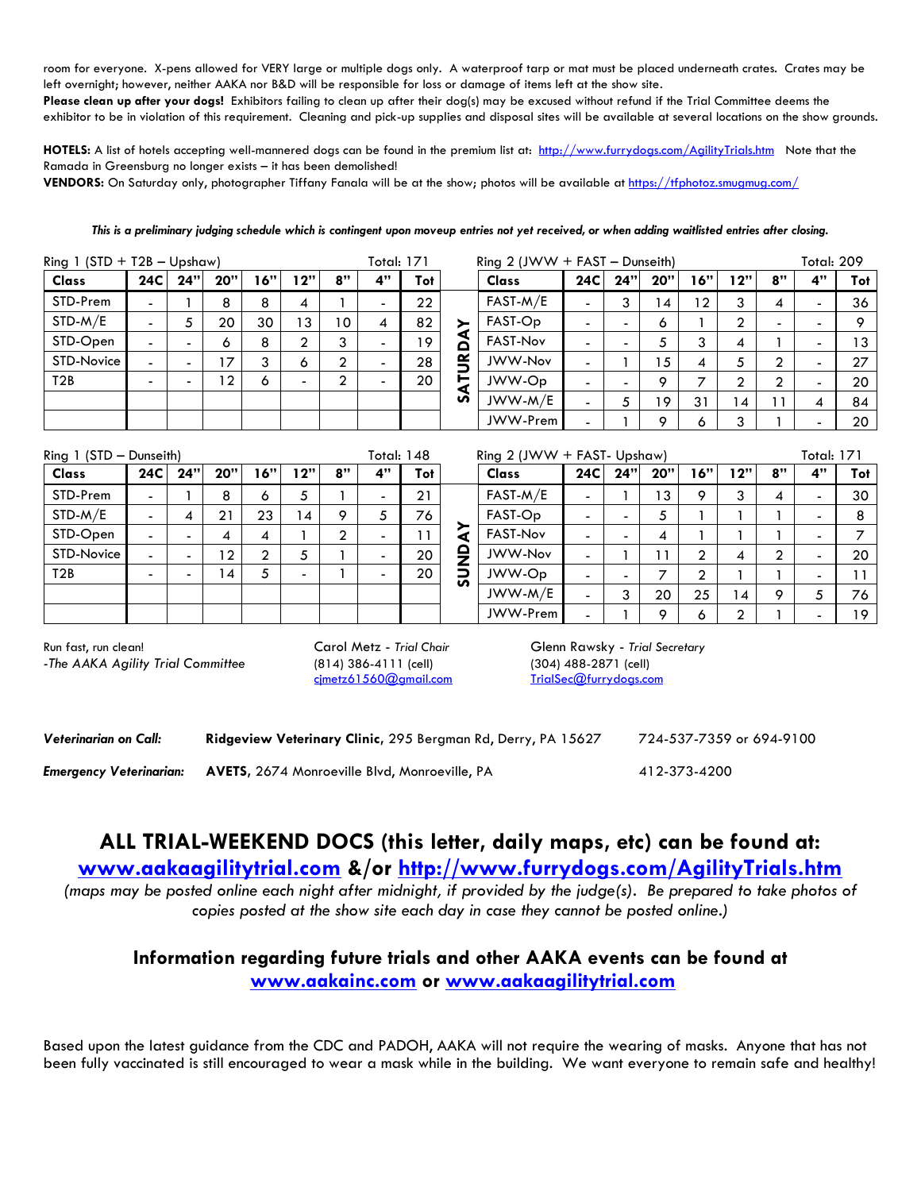room for everyone. X-pens allowed for VERY large or multiple dogs only. A waterproof tarp or mat must be placed underneath crates. Crates may be left overnight; however, neither AAKA nor B&D will be responsible for loss or damage of items left at the show site.
**Please clean up after your dogs!** Exhibitors failing to clean up after their dog(s) may be excused without refund if the Trial Committee deems the exhibitor to be in violation of this requirement. Cleaning and pick-up supplies and disposal sites will be available at several locations on the show grounds.

**HOTELS:** A list of hotels accepting well-mannered dogs can be found in the premium list at: http://www.furrydogs.com/AgilityTrials.htm Note that the Ramada in Greensburg no longer exists – it has been demolished!
**VENDORS:** On Saturday only, photographer Tiffany Fanala will be at the show; photos will be available at https://tfphotoz.smugmug.com/

***This is a preliminary judging schedule which is contingent upon moveup entries not yet received, or when adding waitlisted entries after closing.***

**SATURDAY**

Ring 1 (STD + T2B – Upshaw) — Total: 171

| Class | 24C | 24" | 20" | 16" | 12" | 8" | 4" | Tot |
|---|---|---|---|---|---|---|---|---|
| STD-Prem | - | 1 | 8 | 8 | 4 | 1 | - | 22 |
| STD-M/E | - | 5 | 20 | 30 | 13 | 10 | 4 | 82 |
| STD-Open | - | - | 6 | 8 | 2 | 3 | - | 19 |
| STD-Novice | - | - | 17 | 3 | 6 | 2 | - | 28 |
| T2B | - | - | 12 | 6 | - | 2 | - | 20 |

Ring 2 (JWW + FAST – Dunseith) — Total: 209

| Class | 24C | 24" | 20" | 16" | 12" | 8" | 4" | Tot |
|---|---|---|---|---|---|---|---|---|
| FAST-M/E | - | 3 | 14 | 12 | 3 | 4 | - | 36 |
| FAST-Op | - | - | 6 | 1 | 2 | - | - | 9 |
| FAST-Nov | - | - | 5 | 3 | 4 | 1 | - | 13 |
| JWW-Nov | - | 1 | 15 | 4 | 5 | 2 | - | 27 |
| JWW-Op | - | - | 9 | 7 | 2 | 2 | - | 20 |
| JWW-M/E | - | 5 | 19 | 31 | 14 | 11 | 4 | 84 |
| JWW-Prem | - | 1 | 9 | 6 | 3 | 1 | - | 20 |

**SUNDAY**

Ring 1 (STD – Dunseith) — Total: 148

| Class | 24C | 24" | 20" | 16" | 12" | 8" | 4" | Tot |
|---|---|---|---|---|---|---|---|---|
| STD-Prem | - | 1 | 8 | 6 | 5 | 1 | - | 21 |
| STD-M/E | - | 4 | 21 | 23 | 14 | 9 | 5 | 76 |
| STD-Open | - | - | 4 | 4 | 1 | 2 | - | 11 |
| STD-Novice | - | - | 12 | 2 | 5 | 1 | - | 20 |
| T2B | - | - | 14 | 5 | - | 1 | - | 20 |

Ring 2 (JWW + FAST- Upshaw) — Total: 171

| Class | 24C | 24" | 20" | 16" | 12" | 8" | 4" | Tot |
|---|---|---|---|---|---|---|---|---|
| FAST-M/E | - | 1 | 13 | 9 | 3 | 4 | - | 30 |
| FAST-Op | - | - | 5 | 1 | 1 | 1 | - | 8 |
| FAST-Nov | - | - | 4 | 1 | 1 | 1 | - | 7 |
| JWW-Nov | - | 1 | 11 | 2 | 4 | 2 | - | 20 |
| JWW-Op | - | - | 7 | 2 | 1 | 1 | - | 11 |
| JWW-M/E | - | 3 | 20 | 25 | 14 | 9 | 5 | 76 |
| JWW-Prem | - | 1 | 9 | 6 | 2 | 1 | - | 19 |

Run fast, run clean!
*-The AAKA Agility Trial Committee*

Carol Metz - *Trial Chair*
(814) 386-4111 (cell)
cjmetz61560@gmail.com

Glenn Rawsky - *Trial Secretary*
(304) 488-2871 (cell)
TrialSec@furrydogs.com

| | | |
|---|---|---|
| ***Veterinarian on Call:*** | **Ridgeview Veterinary Clinic,** 295 Bergman Rd, Derry, PA 15627 | 724-537-7359 or 694-9100 |
| ***Emergency Veterinarian:*** | **AVETS,** 2674 Monroeville Blvd, Monroeville, PA | 412-373-4200 |

## ALL TRIAL-WEEKEND DOCS (this letter, daily maps, etc) can be found at: www.aakaagilitytrial.com &/or http://www.furrydogs.com/AgilityTrials.htm

*(maps may be posted online each night after midnight, if provided by the judge(s). Be prepared to take photos of copies posted at the show site each day in case they cannot be posted online.)*

### Information regarding future trials and other AAKA events can be found at www.aakainc.com or www.aakaagilitytrial.com

Based upon the latest guidance from the CDC and PADOH, AAKA will not require the wearing of masks. Anyone that has not been fully vaccinated is still encouraged to wear a mask while in the building. We want everyone to remain safe and healthy!